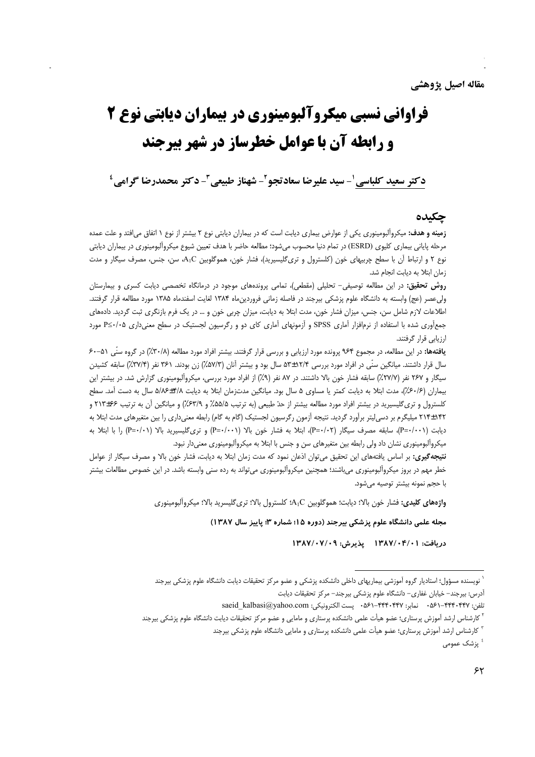مقاله اصیل پژوهشی

# فراوانی نسبی میکروآلبومینوری در بیماران دیابتی نوع ۲ و رابطه آن با عوامل خطرساز در شهر بیرجند

**دکتر سعید کلباسی[1]- سید علیرضا سعادت‌جو[2]- شهناز طبیعی[3]- دکتر محمدرضا گرامی[4]**

## چکیده

**زمینه و هدف:** میکروآلبومینوری یکی از عوارض بیماری دیابت است که در بیماران دیابتی نوع ۲ بیشتر از نوع ۱ اتفاق می‌افتد و علت عمده مرحله پایانی بیماری کلیوی (ESRD) در تمام دنیا محسوب می‌شود؛ مطالعه حاضر با هدف تعیین شیوع میکروآلبومینوری در بیماران دیابتی نوع ۲ و ارتباط آن با سطح چربیهای خون (کلسترول و تری‌گلیسیرید)، فشار خون، هموگلوبین $A_1C$، سن، جنس، مصرف سیگار و مدت زمان ابتلا به دیابت انجام شد.

**روش تحقیق:** در این مطالعه توصیفی- تحلیلی (مقطعی)، تمامی پرونده‌های موجود در درمانگاه تخصصی دیابت کسری و بیمارستان ولی‌عصر (عج) وابسته به دانشگاه علوم پزشکی بیرجند در فاصله زمانی فروردین‌ماه ۱۳۸۴ لغایت اسفندماه ۱۳۸۵ مورد مطالعه قرار گرفتند. اطلاعات لازم شامل سن، جنس، میزان فشار خون، مدت ابتلا به دیابت، میزان چربی خون و ... در یک فرم بازنگری ثبت گردید. داده‌های جمع‌آوری شده با استفاده از نرم‌افزار آماری SPSS و آزمونهای آماری کای دو و رگرسیون لجستیک در سطح معنی‌داری P≤۰/۰۵ مورد ارزیابی قرار گرفتند.

**یافته‌ها:** در این مطالعه، در مجموع ۹۶۴ پرونده مورد ارزیابی و بررسی قرار گرفتند. بیشتر افراد مورد مطالعه (۳۰/۸٪) در گروه سنّی ۵۱-۶۰ سال قرار داشتند. میانگین سنّی در افراد مورد بررسی ۱۲/۴±۵۳ سال بود و بیشتر آنان (۵۷/۳٪) زن بودند. ۳۶۱ نفر (۳۷/۴٪) سابقه کشیدن سیگار و ۲۶۷ نفر (۲۷/۷٪) سابقه فشار خون بالا داشتند. در ۸۷ نفر (۹٪) از افراد مورد بررسی، میکروآلبومینوری گزارش شد. در بیشتر این بیماران (۶۰/۶٪)، مدت ابتلا به دیابت کمتر یا مساوی ۵ سال بود. میانگین مدت‌زمان ابتلا به دیابت ۴/۸±۵/۸۶ سال به دست آمد. سطح کلسترول و تری‌گلیسرید در بیشتر افراد مورد مطالعه بیشتر از حدّ طبیعی (به ترتیب ۵۵/۵٪ و ۶۳/۹٪) و میانگین آن به ترتیب ۶۶±۲۱۳ و ۱۴۲±۲۱۴ میلیگرم بر دسی‌لیتر برآورد گردید. نتیجه آزمون رگرسیون لجستیک (گام به گام) رابطه معنی‌داری را بین متغیرهای مدت ابتلا به دیابت (P=۰/۰۰۱)، سابقه مصرف سیگار (P=۰/۰۲)، ابتلا به فشار خون بالا (P=۰/۰۰۱) و تری‌گلیسیرید بالا (P=۰/۰۱) را با ابتلا به میکروآلبومینوری نشان داد ولی رابطه بین متغیرهای سن و جنس با ابتلا به میکروآلبومینوری معنی‌دار نبود.

**نتیجه‌گیری:** بر اساس یافته‌های این تحقیق می‌توان اذعان نمود که مدت زمان ابتلا به دیابت، فشار خون بالا و مصرف سیگار از عوامل خطر مهم در بروز میکروآلبومینوری می‌باشند؛ همچنین میکروآلبومینوری می‌تواند به رده سنی وابسته باشد. در این خصوص مطالعات بیشتر با حجم نمونه بیشتر توصیه می‌شود.

**واژه‌های کلیدی:** فشار خون بالا؛ دیابت؛ هموگلوبین $A_1C$؛ کلسترول بالا؛ تری‌گلیسرید بالا؛ میکروآلبومینوری

**مجله علمی دانشگاه علوم پزشکی بیرجند (دوره ۱۵؛ شماره ۳؛ پاییز سال ۱۳۸۷)**

**دریافت: ۱۳۸۷/۰۴/۰۱ پذیرش: ۱۳۸۷/۰۷/۰۹**

---

[1] نویسنده مسؤول؛ استادیار گروه آموزشی بیماریهای داخلی دانشکده پزشکی و عضو مرکز تحقیقات دیابت دانشگاه علوم پزشکی بیرجند
آدرس: بیرجند- خیابان غفاری- دانشگاه علوم پزشکی بیرجند- مرکز تحقیقات دیابت
تلفن: ۴۴۴۰۴۴۷-۰۵۶۱ نمابر: ۴۴۴۰۴۴۷-۰۵۶۱ پست الکترونیکی: saeid_kalbasi@yahoo.com

[2] کارشناس ارشد آموزش پرستاری؛ عضو هیأت علمی دانشکده پرستاری و مامایی و عضو مرکز تحقیقات دیابت دانشگاه علوم پزشکی بیرجند

[3] کارشناس ارشد آموزش پرستاری؛ عضو هیأت علمی دانشکده پرستاری و مامایی دانشگاه علوم پزشکی بیرجند

[4] پزشک عمومی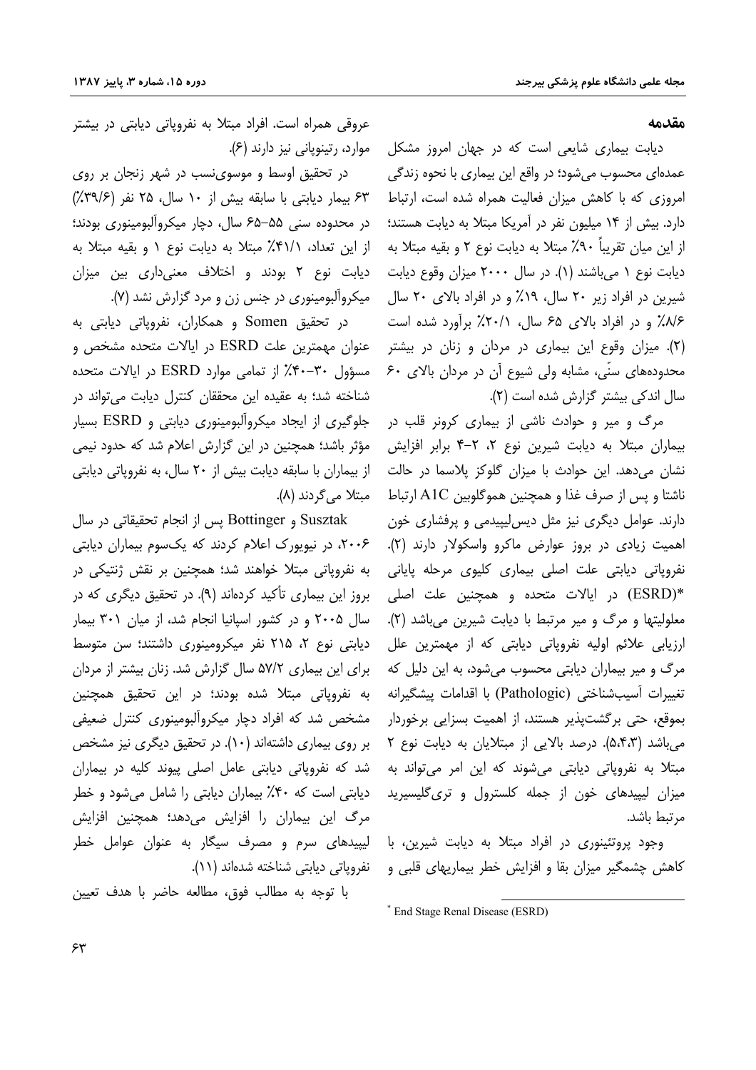## مقدمه

دیابت بیماری شایعی است که در جهان امروز مشکل عمده‌ای محسوب می‌شود؛ در واقع این بیماری با نحوه زندگی امروزی که با کاهش میزان فعالیت همراه شده است، ارتباط دارد. بیش از ۱۴ میلیون نفر در آمریکا مبتلا به دیابت هستند؛ از این میان تقریباً ۹۰٪ مبتلا به دیابت نوع ۲ و بقیه مبتلا به دیابت نوع ۱ می‌باشند (۱). در سال ۲۰۰۰ میزان وقوع دیابت شیرین در افراد زیر ۲۰ سال، ۱۹٪ و در افراد بالای ۲۰ سال ۸/۶٪ و در افراد بالای ۶۵ سال، ۲۰/۱٪ برآورد شده است (۲). میزان وقوع این بیماری در مردان و زنان در بیشتر محدوده‌های سنّی، مشابه ولی شیوع آن در مردان بالای ۶۰ سال اندکی بیشتر گزارش شده است (۲).

مرگ و میر و حوادث ناشی از بیماری کرونر قلب در بیماران مبتلا به دیابت شیرین نوع ۲، ۲-۴ برابر افزایش نشان می‌دهد. این حوادث با میزان گلوکز پلاسما در حالت ناشتا و پس از صرف غذا و همچنین هموگلوبین A1C ارتباط دارند. عوامل دیگری نیز مثل دیس‌لیپیدمی و پرفشاری خون اهمیت زیادی در بروز عوارض ماکرو واسکولار دارند (۲). نفروپاتی دیابتی علت اصلی بیماری کلیوی مرحله پایانی (ESRD)* در ایالات متحده و همچنین علت اصلی معلولیتها و مرگ و میر مرتبط با دیابت شیرین می‌باشد (۲). ارزیابی علائم اولیه نفروپاتی دیابتی که از مهمترین علل مرگ و میر بیماران دیابتی محسوب می‌شود، به این دلیل که تغییرات آسیب‌شناختی (Pathologic) با اقدامات پیشگیرانه بموقع، حتی برگشت‌پذیر هستند، از اهمیت بسزایی برخوردار می‌باشد (۵،۴،۳). درصد بالایی از مبتلایان به دیابت نوع ۲ مبتلا به نفروپاتی دیابتی می‌شوند که این امر می‌تواند به میزان لیپیدهای خون از جمله کلسترول و تری‌گلیسیرید مرتبط باشد.

وجود پروتئینوری در افراد مبتلا به دیابت شیرین، با کاهش چشمگیر میزان بقا و افزایش خطر بیماریهای قلبی و عروقی همراه است. افراد مبتلا به نفروپاتی دیابتی در بیشتر موارد، رتینوپاتی نیز دارند (۶).

در تحقیق اوسط و موسوی‌نسب در شهر زنجان بر روی ۶۳ بیمار دیابتی با سابقه بیش از ۱۰ سال، ۲۵ نفر (۳۹/۶٪) در محدوده سنی ۵۵-۶۵ سال، دچار میکروآلبومینوری بودند؛ از این تعداد، ۴۱/۱٪ مبتلا به دیابت نوع ۱ و بقیه مبتلا به دیابت نوع ۲ بودند و اختلاف معنی‌داری بین میزان میکروآلبومینوری در جنس زن و مرد گزارش نشد (۷).

در تحقیق Somen و همکاران، نفروپاتی دیابتی به عنوان مهمترین علت ESRD در ایالات متحده مشخص و مسؤول ۳۰-۴۰٪ از تمامی موارد ESRD در ایالات متحده شناخته شد؛ به عقیده این محققان کنترل دیابت می‌تواند در جلوگیری از ایجاد میکروآلبومینوری دیابتی و ESRD بسیار مؤثر باشد؛ همچنین در این گزارش اعلام شد که حدود نیمی از بیماران با سابقه دیابت بیش از ۲۰ سال، به نفروپاتی دیابتی مبتلا می‌گردند (۸).

Susztak و Bottinger پس از انجام تحقیقاتی در سال ۲۰۰۶، در نیویورک اعلام کردند که یک‌سوم بیماران دیابتی به نفروپاتی مبتلا خواهند شد؛ همچنین بر نقش ژنتیکی در بروز این بیماری تأکید کرده‌اند (۹). در تحقیق دیگری که در سال ۲۰۰۵ و در کشور اسپانیا انجام شد، از میان ۳۰۱ بیمار دیابتی نوع ۲، ۲۱۵ نفر میکرومینوری داشتند؛ سن متوسط برای این بیماری ۵۷/۲ سال گزارش شد. زنان بیشتر از مردان به نفروپاتی مبتلا شده بودند؛ در این تحقیق همچنین مشخص شد که افراد دچار میکروآلبومینوری کنترل ضعیفی بر روی بیماری داشته‌اند (۱۰). در تحقیق دیگری نیز مشخص شد که نفروپاتی دیابتی عامل اصلی پیوند کلیه در بیماران دیابتی است که ۴۰٪ بیماران دیابتی را شامل می‌شود و خطر مرگ این بیماران را افزایش می‌دهد؛ همچنین افزایش لیپیدهای سرم و مصرف سیگار به عنوان عوامل خطر نفروپاتی دیابتی شناخته شده‌اند (۱۱).

با توجه به مطالب فوق، مطالعه حاضر با هدف تعیین

* End Stage Renal Disease (ESRD)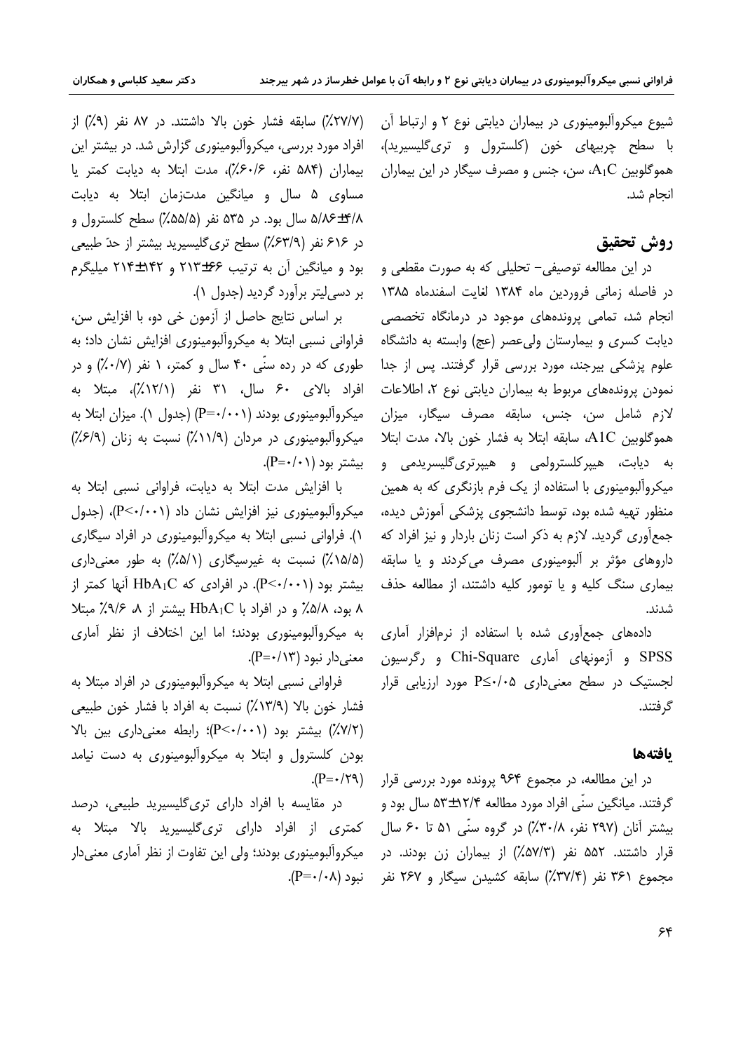شیوع میکروآلبومینوری در بیماران دیابتی نوع ۲ و ارتباط آن با سطح چربیهای خون (کلسترول و تری‌گلیسیرید)، هموگلوبین $A_1C$، سن، جنس و مصرف سیگار در این بیماران انجام شد.

## روش تحقیق

در این مطالعه توصیفی- تحلیلی که به صورت مقطعی و در فاصله زمانی فروردین ماه ۱۳۸۴ لغایت اسفندماه ۱۳۸۵ انجام شد، تمامی پرونده‌های موجود در درمانگاه تخصصی دیابت کسری و بیمارستان ولی‌عصر (عج) وابسته به دانشگاه علوم پزشکی بیرجند، مورد بررسی قرار گرفتند. پس از جدا نمودن پرونده‌های مربوط به بیماران دیابتی نوع ۲، اطلاعات لازم شامل سن، جنس، سابقه مصرف سیگار، میزان هموگلوبین A1C، سابقه ابتلا به فشار خون بالا، مدت ابتلا به دیابت، هیپرکلسترولمی و هیپرتری‌گلیسیریدمی و میکروآلبومینوری با استفاده از یک فرم بازنگری که به همین منظور تهیه شده بود، توسط دانشجوی پزشکی آموزش دیده، جمع‌آوری گردید. لازم به ذکر است زنان باردار و نیز افراد که داروهای مؤثر بر آلبومینوری مصرف می‌کردند و یا سابقه بیماری سنگ کلیه و یا تومور کلیه داشتند، از مطالعه حذف شدند.

داده‌های جمع‌آوری شده با استفاده از نرم‌افزار آماری SPSS و آزمونهای آماری Chi-Square و رگرسیون لجستیک در سطح معنی‌داری $P \leq ۰/۰۵$ مورد ارزیابی قرار گرفتند.

## یافته‌ها

در این مطالعه، در مجموع ۹۶۴ پرونده مورد بررسی قرار گرفتند. میانگین سنّی افراد مورد مطالعه ۱۲/۴±۵۳ سال بود و بیشتر آنان (۲۹۷ نفر، ۳۰/۸٪) در گروه سنّی ۵۱ تا ۶۰ سال قرار داشتند. ۵۵۲ نفر (۵۷/۳٪) از بیماران زن بودند. در مجموع ۳۶۱ نفر (۳۷/۴٪) سابقه کشیدن سیگار و ۲۶۷ نفر (۲۷/۷٪) سابقه فشار خون بالا داشتند. در ۸۷ نفر (۹٪) از افراد مورد بررسی، میکروآلبومینوری گزارش شد. در بیشتر این بیماران (۵۸۴ نفر، ۶۰/۶٪)، مدت ابتلا به دیابت کمتر یا مساوی ۵ سال و میانگین مدت‌زمان ابتلا به دیابت ۴/۸±۵/۸۶ سال بود. در ۵۳۵ نفر (۵۵/۵٪) سطح کلسترول و در ۶۱۶ نفر (۶۳/۹٪) سطح تری‌گلیسیرید بیشتر از حدّ طبیعی بود و میانگین آن به ترتیب ۴۶±۲۱۳ و ۱۴۲±۲۱۴ میلیگرم بر دسی‌لیتر برآورد گردید (جدول ۱).

بر اساس نتایج حاصل از آزمون خی دو، با افزایش سن، فراوانی نسبی ابتلا به میکروآلبومینوری افزایش نشان داد؛ به طوری که در رده سنّی ۴۰ سال و کمتر، ۱ نفر (۰/۷٪) و در افراد بالای ۶۰ سال، ۳۱ نفر (۱۲/۱٪)، مبتلا به میکروآلبومینوری بودند ($P=۰/۰۰۱$) (جدول ۱). میزان ابتلا به میکروآلبومینوری در مردان (۱۱/۹٪) نسبت به زنان (۶/۹٪) بیشتر بود ($P=۰/۰۱$).

با افزایش مدت ابتلا به دیابت، فراوانی نسبی ابتلا به میکروآلبومینوری نیز افزایش نشان داد ($P<۰/۰۰۱$)، (جدول ۱). فراوانی نسبی ابتلا به میکروآلبومینوری در افراد سیگاری (۱۵/۵٪) نسبت به غیرسیگاری (۵/۱٪) به طور معنی‌داری بیشتر بود ($P<۰/۰۰۱$). در افرادی که $HbA_1C$ آنها کمتر از ۸ بود، ۵/۸٪ و در افراد با $HbA_1C$ بیشتر از ۸، ۹/۶٪ مبتلا به میکروآلبومینوری بودند؛ اما این اختلاف از نظر آماری معنی‌دار نبود ($P=۰/۱۳$).

فراوانی نسبی ابتلا به میکروآلبومینوری در افراد مبتلا به فشار خون بالا (۱۳/۹٪) نسبت به افراد با فشار خون طبیعی (۷/۲٪) بیشتر بود ($P<۰/۰۰۱$)؛ رابطه معنی‌داری بین بالا بودن کلسترول و ابتلا به میکروآلبومینوری به دست نیامد ($P=۰/۲۹$).

در مقایسه با افراد دارای تری‌گلیسیرید طبیعی، درصد کمتری از افراد دارای تری‌گلیسیرید بالا مبتلا به میکروآلبومینوری بودند؛ ولی این تفاوت از نظر آماری معنی‌دار نبود ($P=۰/۰۸$).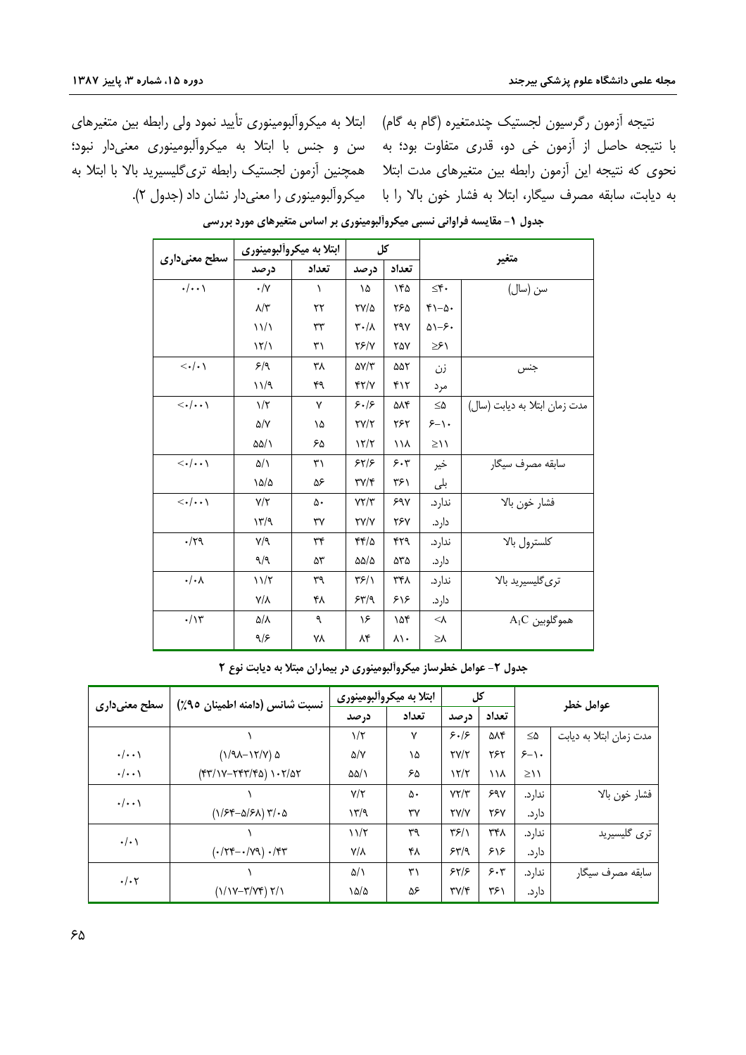نتیجه آزمون رگرسیون لجستیک چندمتغیره (گام به گام) با نتیجه حاصل از آزمون خی دو، قدری متفاوت بود؛ به نحوی که نتیجه این آزمون رابطه بین متغیرهای مدت ابتلا به دیابت، سابقه مصرف سیگار، ابتلا به فشار خون بالا را با ابتلا به میکروآلبومینوری تأیید نمود ولی رابطه بین متغیرهای سن و جنس با ابتلا به میکروآلبومینوری معنی‌دار نبود؛ همچنین آزمون لجستیک رابطه تری‌گلیسیرید بالا با ابتلا به میکروآلبومینوری را معنی‌دار نشان داد (جدول ۲).

**جدول ۱- مقایسه فراوانی نسبی میکروآلبومینوری بر اساس متغیرهای مورد بررسی**

| متغیر | | کل | | ابتلا به میکروآلبومینوری | | سطح معنی‌داری |
|---|---|---|---|---|---|---|
| | | تعداد | درصد | تعداد | درصد | |
| سن (سال) | ≤۴۰ | ۱۴۵ | ۱۵ | ۱ | ۰/۷ | ۰/۰۰۱ |
| | ۴۱-۵۰ | ۲۶۵ | ۲۷/۵ | ۲۲ | ۸/۳ | |
| | ۵۱-۶۰ | ۲۹۷ | ۳۰/۸ | ۳۳ | ۱۱/۱ | |
| | ≥۶۱ | ۲۵۷ | ۲۶/۷ | ۳۱ | ۱۲/۱ | |
| جنس | زن | ۵۵۲ | ۵۷/۳ | ۳۸ | ۶/۹ | <۰/۰۱ |
| | مرد | ۴۱۲ | ۴۲/۷ | ۴۹ | ۱۱/۹ | |
| مدت زمان ابتلا به دیابت (سال) | ≤۵ | ۵۸۴ | ۶۰/۶ | ۷ | ۱/۲ | <۰/۰۰۱ |
| | ۶-۱۰ | ۲۶۲ | ۲۷/۲ | ۱۵ | ۵/۷ | |
| | ≥۱۱ | ۱۱۸ | ۱۲/۲ | ۶۵ | ۵۵/۱ | |
| سابقه مصرف سیگار | خیر | ۶۰۳ | ۶۲/۶ | ۳۱ | ۵/۱ | <۰/۰۰۱ |
| | بلی | ۳۶۱ | ۳۷/۴ | ۵۶ | ۱۵/۵ | |
| فشار خون بالا | ندارد. | ۶۹۷ | ۷۲/۳ | ۵۰ | ۷/۲ | <۰/۰۰۱ |
| | دارد. | ۲۶۷ | ۲۷/۷ | ۳۷ | ۱۳/۹ | |
| کلسترول بالا | ندارد. | ۴۲۹ | ۴۴/۵ | ۳۴ | ۷/۹ | ۰/۲۹ |
| | دارد. | ۵۳۵ | ۵۵/۵ | ۵۳ | ۹/۹ | |
| تری‌گلیسیرید بالا | ندارد. | ۳۴۸ | ۳۶/۱ | ۳۹ | ۱۱/۲ | ۰/۰۸ |
| | دارد. | ۶۱۶ | ۶۳/۹ | ۴۸ | ۷/۸ | |
| هموگلوبین $A_1C$ | <۸ | ۱۵۴ | ۱۶ | ۹ | ۵/۸ | ۰/۱۳ |
| | ≥۸ | ۸۱۰ | ۸۴ | ۷۸ | ۹/۶ | |

**جدول ۲- عوامل خطرساز میکروآلبومینوری در بیماران مبتلا به دیابت نوع ۲**

| عوامل خطر | | کل | | ابتلا به میکروآلبومینوری | | نسبت شانس (دامنه اطمینان ۹۵٪) | سطح معنی‌داری |
|---|---|---|---|---|---|---|---|
| | | تعداد | درصد | تعداد | درصد | | |
| مدت زمان ابتلا به دیابت | ≤۵ | ۵۸۴ | ۶۰/۶ | ۷ | ۱/۲ | ۱ | |
| | ۶-۱۰ | ۲۶۲ | ۲۷/۲ | ۱۵ | ۵/۷ | (۱/۹۸-۱۲/۷) ۵ | ۰/۰۰۱ |
| | ≥۱۱ | ۱۱۸ | ۱۲/۲ | ۶۵ | ۵۵/۱ | (۴۳/۱۷-۲۴۳/۴۵) ۱۰۲/۵۲ | ۰/۰۰۱ |
| فشار خون بالا | ندارد. | ۶۹۷ | ۷۲/۳ | ۵۰ | ۷/۲ | ۱ | ۰/۰۰۱ |
| | دارد. | ۲۶۷ | ۲۷/۷ | ۳۷ | ۱۳/۹ | (۱/۶۴-۵/۶۸) ۳/۰۵ | |
| تری گلیسیرید | ندارد. | ۳۴۸ | ۳۶/۱ | ۳۹ | ۱۱/۲ | ۱ | ۰/۰۱ |
| | دارد. | ۶۱۶ | ۶۳/۹ | ۴۸ | ۷/۸ | (۰/۲۴-۰/۷۹) ۰/۴۳ | |
| سابقه مصرف سیگار | ندارد. | ۶۰۳ | ۶۲/۶ | ۳۱ | ۵/۱ | ۱ | ۰/۰۲ |
| | دارد. | ۳۶۱ | ۳۷/۴ | ۵۶ | ۱۵/۵ | (۱/۱۷-۳/۷۴) ۲/۱ | |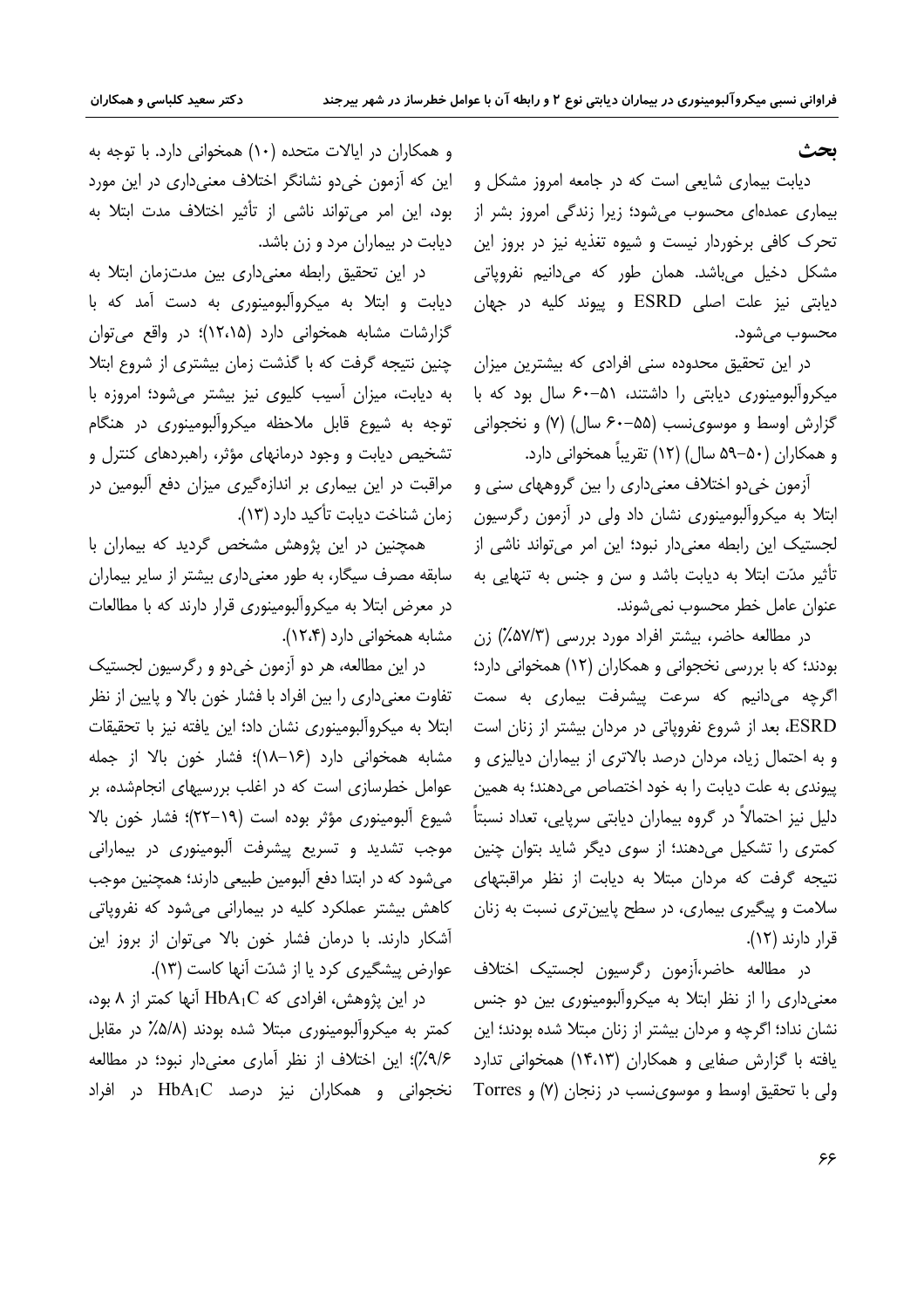## بحث

دیابت بیماری شایعی است که در جامعه امروز مشکل و بیماری عمده‌ای محسوب می‌شود؛ زیرا زندگی امروز بشر از تحرک کافی برخوردار نیست و شیوه تغذیه نیز در بروز این مشکل دخیل می‌باشد. همان طور که می‌دانیم نفروپاتی دیابتی نیز علت اصلی ESRD و پیوند کلیه در جهان محسوب می‌شود.

در این تحقیق محدوده سنی افرادی که بیشترین میزان میکروآلبومینوری دیابتی را داشتند، ۵۱–۶۰ سال بود که با گزارش اوسط و موسوی‌نسب (۵۵–۶۰ سال) (۷) و نخجوانی و همکاران (۵۰–۵۹ سال) (۱۲) تقریباً همخوانی دارد.

آزمون خی‌دو اختلاف معنی‌داری را بین گروههای سنی و ابتلا به میکروآلبومینوری نشان داد ولی در آزمون رگرسیون لجستیک این رابطه معنی‌دار نبود؛ این امر می‌تواند ناشی از تأثیر مدّت ابتلا به دیابت باشد و سن و جنس به تنهایی به عنوان عامل خطر محسوب نمی‌شوند.

در مطالعه حاضر، بیشتر افراد مورد بررسی (۵۷/۳٪) زن بودند؛ که با بررسی نخجوانی و همکاران (۱۲) همخوانی دارد؛ اگرچه می‌دانیم که سرعت پیشرفت بیماری به سمت ESRD، بعد از شروع نفروپاتی در مردان بیشتر از زنان است و به احتمال زیاد، مردان درصد بالاتری از بیماران دیالیزی و پیوندی به علت دیابت را به خود اختصاص می‌دهند؛ به همین دلیل نیز احتمالاً در گروه بیماران دیابتی سرپایی، تعداد نسبتاً کمتری را تشکیل می‌دهند؛ از سوی دیگر شاید بتوان چنین نتیجه گرفت که مردان مبتلا به دیابت از نظر مراقبتهای سلامت و پیگیری بیماری، در سطح پایین‌تری نسبت به زنان قرار دارند (۱۲).

در مطالعه حاضر،آزمون رگرسیون لجستیک اختلاف معنی‌داری را از نظر ابتلا به میکروآلبومینوری بین دو جنس نشان نداد؛ اگرچه مردان بیشتر از زنان مبتلا شده بودند؛ این یافته با گزارش صفایی و همکاران (۱۴،۱۳) همخوانی ندارد ولی با تحقیق اوسط و موسوی‌نسب در زنجان (۷) و Torres و همکاران در ایالات متحده (۱۰) همخوانی دارد. با توجه به این که آزمون خی‌دو نشانگر اختلاف معنی‌داری در این مورد بود، این امر می‌تواند ناشی از تأثیر اختلاف مدت ابتلا به دیابت در بیماران مرد و زن باشد.

در این تحقیق رابطه معنی‌داری بین مدت‌زمان ابتلا به دیابت و ابتلا به میکروآلبومینوری به دست آمد که با گزارشات مشابه همخوانی دارد (۱۲،۱۵)؛ در واقع می‌توان چنین نتیجه گرفت که با گذشت زمان بیشتری از شروع ابتلا به دیابت، میزان آسیب کلیوی نیز بیشتر می‌شود؛ امروزه با توجه به شیوع قابل ملاحظه میکروآلبومینوری در هنگام تشخیص دیابت و وجود درمانهای مؤثر، راهبردهای کنترل و مراقبت در این بیماری بر اندازه‌گیری میزان دفع آلبومین در زمان شناخت دیابت تأکید دارد (۱۳).

همچنین در این پژوهش مشخص گردید که بیماران با سابقه مصرف سیگار، به طور معنی‌داری بیشتر از سایر بیماران در معرض ابتلا به میکروآلبومینوری قرار دارند که با مطالعات مشابه همخوانی دارد (۱۲،۴).

در این مطالعه، هر دو آزمون خی‌دو و رگرسیون لجستیک تفاوت معنی‌داری را بین افراد با فشار خون بالا و پایین از نظر ابتلا به میکروآلبومینوری نشان داد؛ این یافته نیز با تحقیقات مشابه همخوانی دارد (۱۶–۱۸)؛ فشار خون بالا از جمله عوامل خطرسازی است که در اغلب بررسیهای انجام‌شده، بر شیوع آلبومینوری مؤثر بوده است (۱۹–۲۲)؛ فشار خون بالا موجب تشدید و تسریع پیشرفت آلبومینوری در بیمارانی می‌شود که در ابتدا دفع آلبومین طبیعی دارند؛ همچنین موجب کاهش بیشتر عملکرد کلیه در بیمارانی می‌شود که نفروپاتی آشکار دارند. با درمان فشار خون بالا می‌توان از بروز این عوارض پیشگیری کرد یا از شدّت آنها کاست (۱۳).

در این پژوهش، افرادی که $HbA_1C$ آنها کمتر از ۸ بود، کمتر به میکروآلبومینوری مبتلا شده بودند (۵/۸٪ در مقابل ۹/۶٪)؛ این اختلاف از نظر آماری معنی‌دار نبود؛ در مطالعه نخجوانی و همکاران نیز درصد $HbA_1C$ در افراد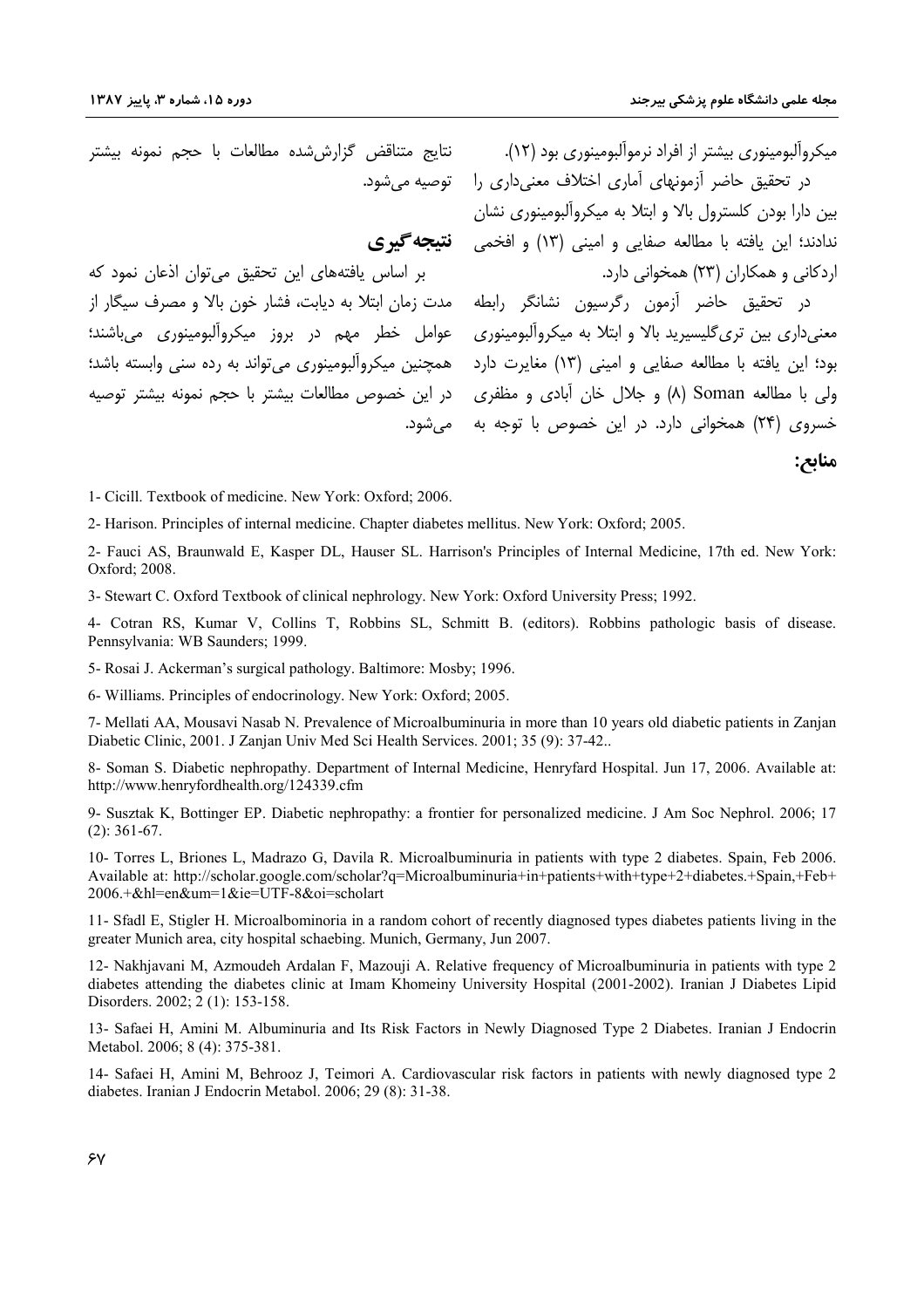میکروآلبومینوری بیشتر از افراد نرموآلبومینوری بود (۱۲).

در تحقیق حاضر آزمونهای آماری اختلاف معنی‌داری را بین دارا بودن کلسترول بالا و ابتلا به میکروآلبومینوری نشان ندادند؛ این یافته با مطالعه صفایی و امینی (۱۳) و افخمی اردکانی و همکاران (۲۳) همخوانی دارد.

در تحقیق حاضر آزمون رگرسیون نشانگر رابطه معنی‌داری بین تری‌گلیسیرید بالا و ابتلا به میکروآلبومینوری بود؛ این یافته با مطالعه صفایی و امینی (۱۳) مغایرت دارد ولی با مطالعه Soman (۸) و جلال خان آبادی و مظفری خسروی (۲۴) همخوانی دارد. در این خصوص با توجه به نتایج متناقض گزارش‌شده مطالعات با حجم نمونه بیشتر توصیه می‌شود.

## نتیجه‌گیری

بر اساس یافته‌های این تحقیق می‌توان اذعان نمود که مدت زمان ابتلا به دیابت، فشار خون بالا و مصرف سیگار از عوامل خطر مهم در بروز میکروآلبومینوری می‌باشند؛ همچنین میکروآلبومینوری می‌تواند به رده سنی وابسته باشد؛ در این خصوص مطالعات بیشتر با حجم نمونه بیشتر توصیه می‌شود.

## منابع:

1- Cicill. Textbook of medicine. New York: Oxford; 2006.

2- Harison. Principles of internal medicine. Chapter diabetes mellitus. New York: Oxford; 2005.

2- Fauci AS, Braunwald E, Kasper DL, Hauser SL. Harrison's Principles of Internal Medicine, 17th ed. New York: Oxford; 2008.

3- Stewart C. Oxford Textbook of clinical nephrology. New York: Oxford University Press; 1992.

4- Cotran RS, Kumar V, Collins T, Robbins SL, Schmitt B. (editors). Robbins pathologic basis of disease. Pennsylvania: WB Saunders; 1999.

5- Rosai J. Ackerman's surgical pathology. Baltimore: Mosby; 1996.

6- Williams. Principles of endocrinology. New York: Oxford; 2005.

7- Mellati AA, Mousavi Nasab N. Prevalence of Microalbuminuria in more than 10 years old diabetic patients in Zanjan Diabetic Clinic, 2001. J Zanjan Univ Med Sci Health Services. 2001; 35 (9): 37-42..

8- Soman S. Diabetic nephropathy. Department of Internal Medicine, Henryfard Hospital. Jun 17, 2006. Available at: http://www.henryfordhealth.org/124339.cfm

9- Susztak K, Bottinger EP. Diabetic nephropathy: a frontier for personalized medicine. J Am Soc Nephrol. 2006; 17 (2): 361-67.

10- Torres L, Briones L, Madrazo G, Davila R. Microalbuminuria in patients with type 2 diabetes. Spain, Feb 2006. Available at: http://scholar.google.com/scholar?q=Microalbuminuria+in+patients+with+type+2+diabetes.+Spain,+Feb+2006.+&hl=en&um=1&ie=UTF-8&oi=scholart

11- Sfadl E, Stigler H. Microalbominoria in a random cohort of recently diagnosed types diabetes patients living in the greater Munich area, city hospital schaebing. Munich, Germany, Jun 2007.

12- Nakhjavani M, Azmoudeh Ardalan F, Mazouji A. Relative frequency of Microalbuminuria in patients with type 2 diabetes attending the diabetes clinic at Imam Khomeiny University Hospital (2001-2002). Iranian J Diabetes Lipid Disorders. 2002; 2 (1): 153-158.

13- Safaei H, Amini M. Albuminuria and Its Risk Factors in Newly Diagnosed Type 2 Diabetes. Iranian J Endocrin Metabol. 2006; 8 (4): 375-381.

14- Safaei H, Amini M, Behrooz J, Teimori A. Cardiovascular risk factors in patients with newly diagnosed type 2 diabetes. Iranian J Endocrin Metabol. 2006; 29 (8): 31-38.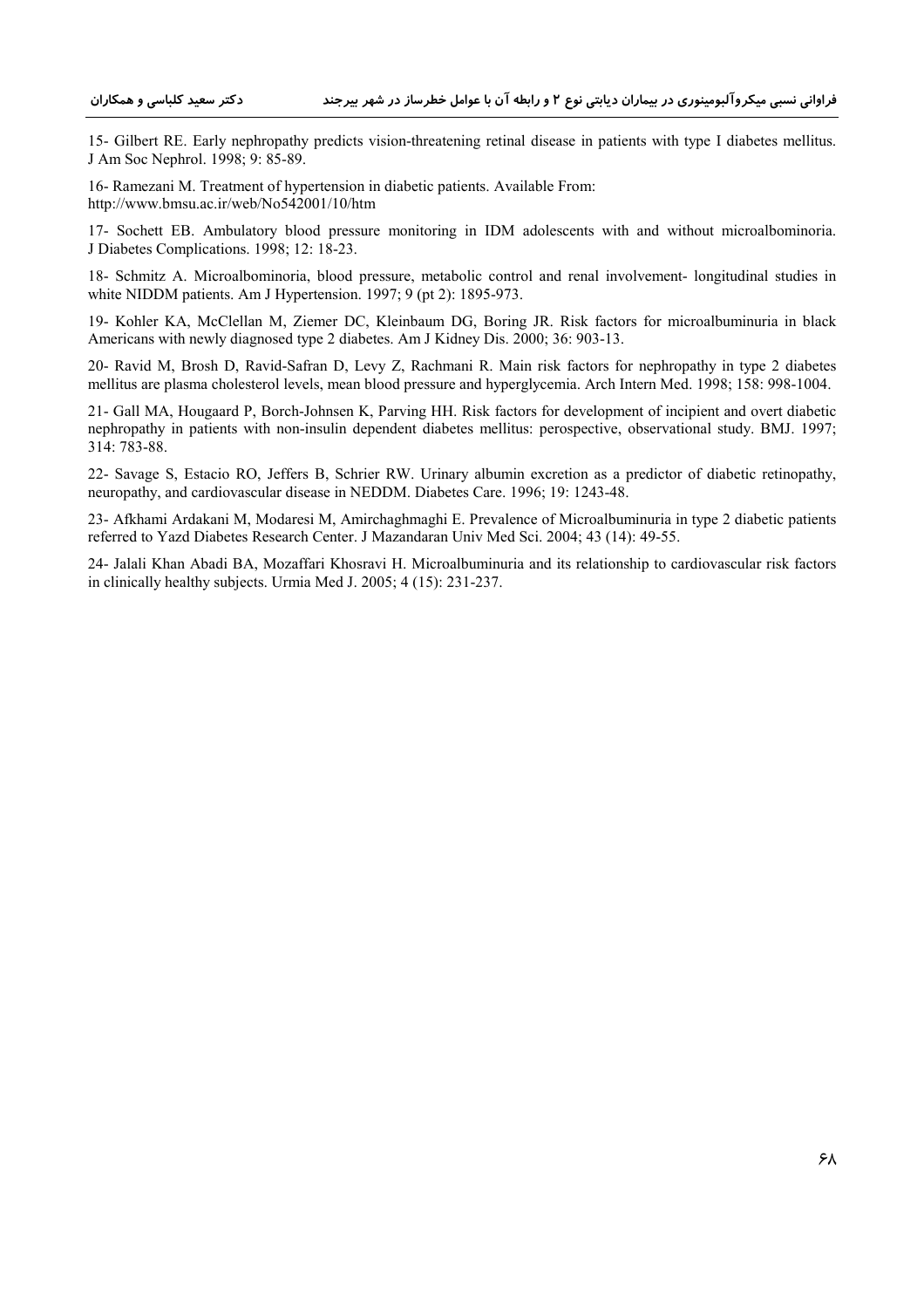15- Gilbert RE. Early nephropathy predicts vision-threatening retinal disease in patients with type I diabetes mellitus. J Am Soc Nephrol. 1998; 9: 85-89.

16- Ramezani M. Treatment of hypertension in diabetic patients. Available From: http://www.bmsu.ac.ir/web/No542001/10/htm

17- Sochett EB. Ambulatory blood pressure monitoring in IDM adolescents with and without microalbominoria. J Diabetes Complications. 1998; 12: 18-23.

18- Schmitz A. Microalbominoria, blood pressure, metabolic control and renal involvement- longitudinal studies in white NIDDM patients. Am J Hypertension. 1997; 9 (pt 2): 1895-973.

19- Kohler KA, McClellan M, Ziemer DC, Kleinbaum DG, Boring JR. Risk factors for microalbuminuria in black Americans with newly diagnosed type 2 diabetes. Am J Kidney Dis. 2000; 36: 903-13.

20- Ravid M, Brosh D, Ravid-Safran D, Levy Z, Rachmani R. Main risk factors for nephropathy in type 2 diabetes mellitus are plasma cholesterol levels, mean blood pressure and hyperglycemia. Arch Intern Med. 1998; 158: 998-1004.

21- Gall MA, Hougaard P, Borch-Johnsen K, Parving HH. Risk factors for development of incipient and overt diabetic nephropathy in patients with non-insulin dependent diabetes mellitus: perospective, observational study. BMJ. 1997; 314: 783-88.

22- Savage S, Estacio RO, Jeffers B, Schrier RW. Urinary albumin excretion as a predictor of diabetic retinopathy, neuropathy, and cardiovascular disease in NEDDM. Diabetes Care. 1996; 19: 1243-48.

23- Afkhami Ardakani M, Modaresi M, Amirchaghmaghi E. Prevalence of Microalbuminuria in type 2 diabetic patients referred to Yazd Diabetes Research Center. J Mazandaran Univ Med Sci. 2004; 43 (14): 49-55.

24- Jalali Khan Abadi BA, Mozaffari Khosravi H. Microalbuminuria and its relationship to cardiovascular risk factors in clinically healthy subjects. Urmia Med J. 2005; 4 (15): 231-237.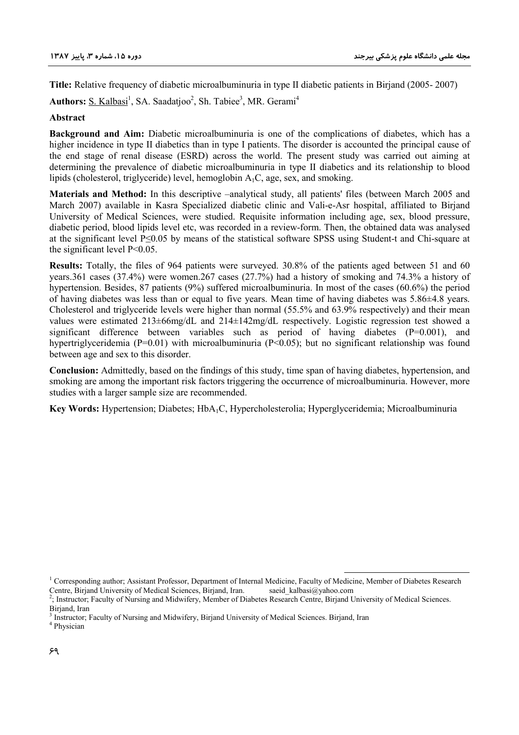**Title:** Relative frequency of diabetic microalbuminuria in type II diabetic patients in Birjand (2005- 2007)

**Authors:** S. Kalbasi[1], SA. Saadatjoo[2], Sh. Tabiee[3], MR. Gerami[4]

**Abstract**

**Background and Aim:** Diabetic microalbuminuria is one of the complications of diabetes, which has a higher incidence in type II diabetics than in type I patients. The disorder is accounted the principal cause of the end stage of renal disease (ESRD) across the world. The present study was carried out aiming at determining the prevalence of diabetic microalbuminuria in type II diabetics and its relationship to blood lipids (cholesterol, triglyceride) level, hemoglobin $A_1C$, age, sex, and smoking.

**Materials and Method:** In this descriptive –analytical study, all patients' files (between March 2005 and March 2007) available in Kasra Specialized diabetic clinic and Vali-e-Asr hospital, affiliated to Birjand University of Medical Sciences, were studied. Requisite information including age, sex, blood pressure, diabetic period, blood lipids level etc, was recorded in a review-form. Then, the obtained data was analysed at the significant level $P \leq 0.05$ by means of the statistical software SPSS using Student-t and Chi-square at the significant level $P<0.05$.

**Results:** Totally, the files of 964 patients were surveyed. 30.8% of the patients aged between 51 and 60 years.361 cases (37.4%) were women.267 cases (27.7%) had a history of smoking and 74.3% a history of hypertension. Besides, 87 patients (9%) suffered microalbuminuria. In most of the cases (60.6%) the period of having diabetes was less than or equal to five years. Mean time of having diabetes was 5.86±4.8 years. Cholesterol and triglyceride levels were higher than normal (55.5% and 63.9% respectively) and their mean values were estimated 213±66mg/dL and 214±142mg/dL respectively. Logistic regression test showed a significant difference between variables such as period of having diabetes ($P=0.001$), and hypertriglyceridemia ($P=0.01$) with microalbuminuria ($P<0.05$); but no significant relationship was found between age and sex to this disorder.

**Conclusion:** Admittedly, based on the findings of this study, time span of having diabetes, hypertension, and smoking are among the important risk factors triggering the occurrence of microalbuminuria. However, more studies with a larger sample size are recommended.

**Key Words:** Hypertension; Diabetes; $HbA_1C$, Hypercholesterolia; Hyperglyceridemia; Microalbuminuria

---

[1] Corresponding author; Assistant Professor, Department of Internal Medicine, Faculty of Medicine, Member of Diabetes Research Centre, Birjand University of Medical Sciences, Birjand, Iran. saeid_kalbasi@yahoo.com

[2]; Instructor; Faculty of Nursing and Midwifery, Member of Diabetes Research Centre, Birjand University of Medical Sciences. Birjand, Iran

[3] Instructor; Faculty of Nursing and Midwifery, Birjand University of Medical Sciences. Birjand, Iran

[4] Physician